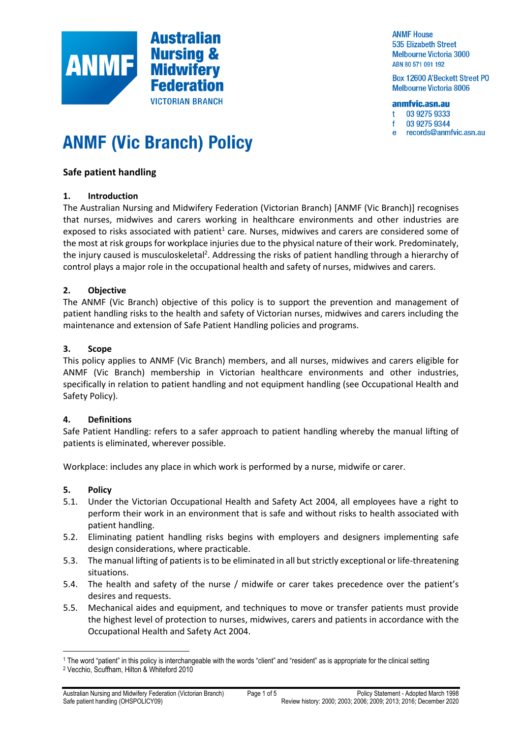**Australian Nursing & Midwifery Federation**
VICTORIAN BRANCH

ANMF House
535 Elizabeth Street
Melbourne Victoria 3000
ABN 80 571 091 192

Box 12600 A'Beckett Street PO
Melbourne Victoria 8006

**anmfvic.asn.au**
t 03 9275 9333
f 03 9275 9344
e records@anmfvic.asn.au

# ANMF (Vic Branch) Policy

## Safe patient handling

### 1. Introduction

The Australian Nursing and Midwifery Federation (Victorian Branch) [ANMF (Vic Branch)] recognises that nurses, midwives and carers working in healthcare environments and other industries are exposed to risks associated with patient[1] care. Nurses, midwives and carers are considered some of the most at risk groups for workplace injuries due to the physical nature of their work. Predominately, the injury caused is musculoskeletal[2]. Addressing the risks of patient handling through a hierarchy of control plays a major role in the occupational health and safety of nurses, midwives and carers.

### 2. Objective

The ANMF (Vic Branch) objective of this policy is to support the prevention and management of patient handling risks to the health and safety of Victorian nurses, midwives and carers including the maintenance and extension of Safe Patient Handling policies and programs.

### 3. Scope

This policy applies to ANMF (Vic Branch) members, and all nurses, midwives and carers eligible for ANMF (Vic Branch) membership in Victorian healthcare environments and other industries, specifically in relation to patient handling and not equipment handling (see Occupational Health and Safety Policy).

### 4. Definitions

Safe Patient Handling: refers to a safer approach to patient handling whereby the manual lifting of patients is eliminated, wherever possible.

Workplace: includes any place in which work is performed by a nurse, midwife or carer.

### 5. Policy

5.1. Under the Victorian Occupational Health and Safety Act 2004, all employees have a right to perform their work in an environment that is safe and without risks to health associated with patient handling.

5.2. Eliminating patient handling risks begins with employers and designers implementing safe design considerations, where practicable.

5.3. The manual lifting of patients is to be eliminated in all but strictly exceptional or life-threatening situations.

5.4. The health and safety of the nurse / midwife or carer takes precedence over the patient's desires and requests.

5.5. Mechanical aides and equipment, and techniques to move or transfer patients must provide the highest level of protection to nurses, midwives, carers and patients in accordance with the Occupational Health and Safety Act 2004.

---

[1] The word "patient" in this policy is interchangeable with the words "client" and "resident" as is appropriate for the clinical setting

[2] Vecchio, Scuffham, Hilton & Whiteford 2010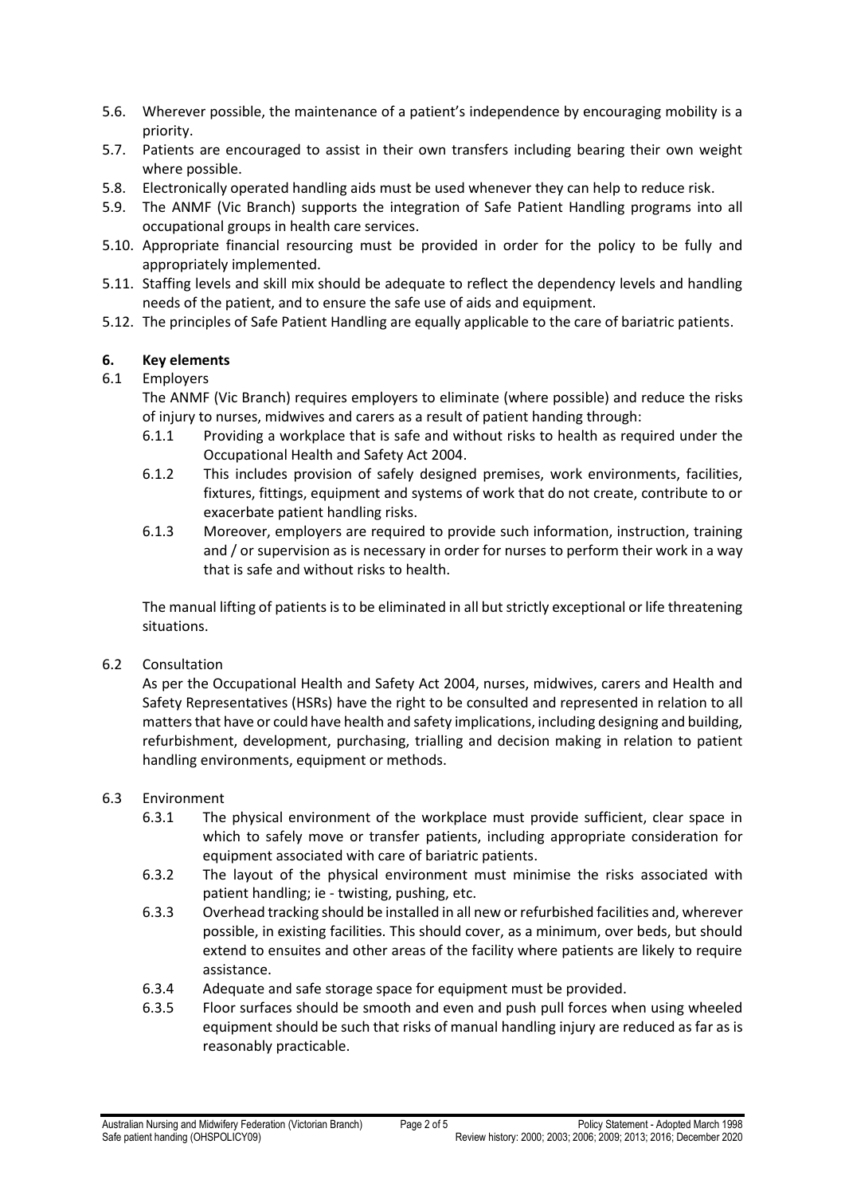5.6. Wherever possible, the maintenance of a patient's independence by encouraging mobility is a priority.

5.7. Patients are encouraged to assist in their own transfers including bearing their own weight where possible.

5.8. Electronically operated handling aids must be used whenever they can help to reduce risk.

5.9. The ANMF (Vic Branch) supports the integration of Safe Patient Handling programs into all occupational groups in health care services.

5.10. Appropriate financial resourcing must be provided in order for the policy to be fully and appropriately implemented.

5.11. Staffing levels and skill mix should be adequate to reflect the dependency levels and handling needs of the patient, and to ensure the safe use of aids and equipment.

5.12. The principles of Safe Patient Handling are equally applicable to the care of bariatric patients.

## 6. Key elements

6.1 Employers

The ANMF (Vic Branch) requires employers to eliminate (where possible) and reduce the risks of injury to nurses, midwives and carers as a result of patient handing through:

6.1.1 Providing a workplace that is safe and without risks to health as required under the Occupational Health and Safety Act 2004.

6.1.2 This includes provision of safely designed premises, work environments, facilities, fixtures, fittings, equipment and systems of work that do not create, contribute to or exacerbate patient handling risks.

6.1.3 Moreover, employers are required to provide such information, instruction, training and / or supervision as is necessary in order for nurses to perform their work in a way that is safe and without risks to health.

The manual lifting of patients is to be eliminated in all but strictly exceptional or life threatening situations.

6.2 Consultation

As per the Occupational Health and Safety Act 2004, nurses, midwives, carers and Health and Safety Representatives (HSRs) have the right to be consulted and represented in relation to all matters that have or could have health and safety implications, including designing and building, refurbishment, development, purchasing, trialling and decision making in relation to patient handling environments, equipment or methods.

6.3 Environment

6.3.1 The physical environment of the workplace must provide sufficient, clear space in which to safely move or transfer patients, including appropriate consideration for equipment associated with care of bariatric patients.

6.3.2 The layout of the physical environment must minimise the risks associated with patient handling; ie - twisting, pushing, etc.

6.3.3 Overhead tracking should be installed in all new or refurbished facilities and, wherever possible, in existing facilities. This should cover, as a minimum, over beds, but should extend to ensuites and other areas of the facility where patients are likely to require assistance.

6.3.4 Adequate and safe storage space for equipment must be provided.

6.3.5 Floor surfaces should be smooth and even and push pull forces when using wheeled equipment should be such that risks of manual handling injury are reduced as far as is reasonably practicable.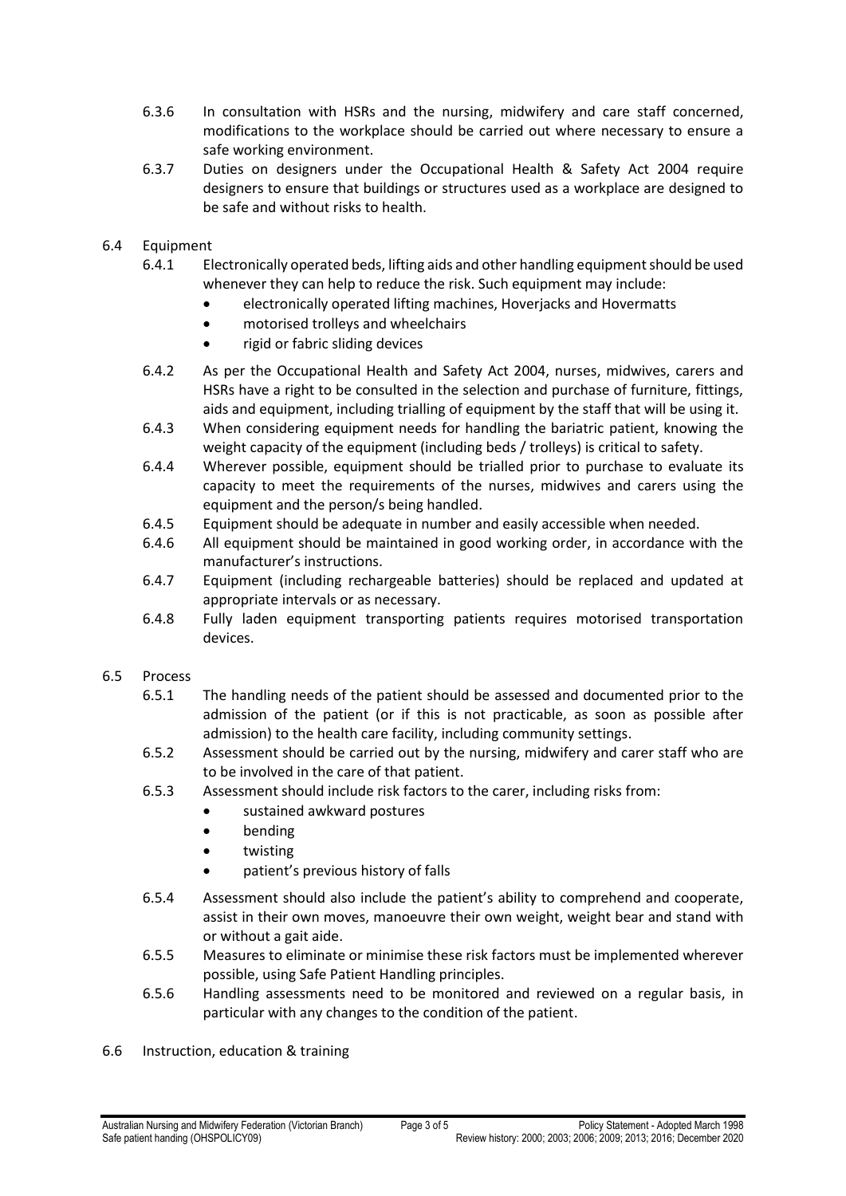6.3.6 In consultation with HSRs and the nursing, midwifery and care staff concerned, modifications to the workplace should be carried out where necessary to ensure a safe working environment.

6.3.7 Duties on designers under the Occupational Health & Safety Act 2004 require designers to ensure that buildings or structures used as a workplace are designed to be safe and without risks to health.

6.4 Equipment

6.4.1 Electronically operated beds, lifting aids and other handling equipment should be used whenever they can help to reduce the risk. Such equipment may include:

- electronically operated lifting machines, Hoverjacks and Hovermatts
- motorised trolleys and wheelchairs
- rigid or fabric sliding devices

6.4.2 As per the Occupational Health and Safety Act 2004, nurses, midwives, carers and HSRs have a right to be consulted in the selection and purchase of furniture, fittings, aids and equipment, including trialling of equipment by the staff that will be using it.

6.4.3 When considering equipment needs for handling the bariatric patient, knowing the weight capacity of the equipment (including beds / trolleys) is critical to safety.

6.4.4 Wherever possible, equipment should be trialled prior to purchase to evaluate its capacity to meet the requirements of the nurses, midwives and carers using the equipment and the person/s being handled.

6.4.5 Equipment should be adequate in number and easily accessible when needed.

6.4.6 All equipment should be maintained in good working order, in accordance with the manufacturer's instructions.

6.4.7 Equipment (including rechargeable batteries) should be replaced and updated at appropriate intervals or as necessary.

6.4.8 Fully laden equipment transporting patients requires motorised transportation devices.

6.5 Process

6.5.1 The handling needs of the patient should be assessed and documented prior to the admission of the patient (or if this is not practicable, as soon as possible after admission) to the health care facility, including community settings.

6.5.2 Assessment should be carried out by the nursing, midwifery and carer staff who are to be involved in the care of that patient.

6.5.3 Assessment should include risk factors to the carer, including risks from:

- sustained awkward postures
- bending
- twisting
- patient's previous history of falls

6.5.4 Assessment should also include the patient's ability to comprehend and cooperate, assist in their own moves, manoeuvre their own weight, weight bear and stand with or without a gait aide.

6.5.5 Measures to eliminate or minimise these risk factors must be implemented wherever possible, using Safe Patient Handling principles.

6.5.6 Handling assessments need to be monitored and reviewed on a regular basis, in particular with any changes to the condition of the patient.

6.6 Instruction, education & training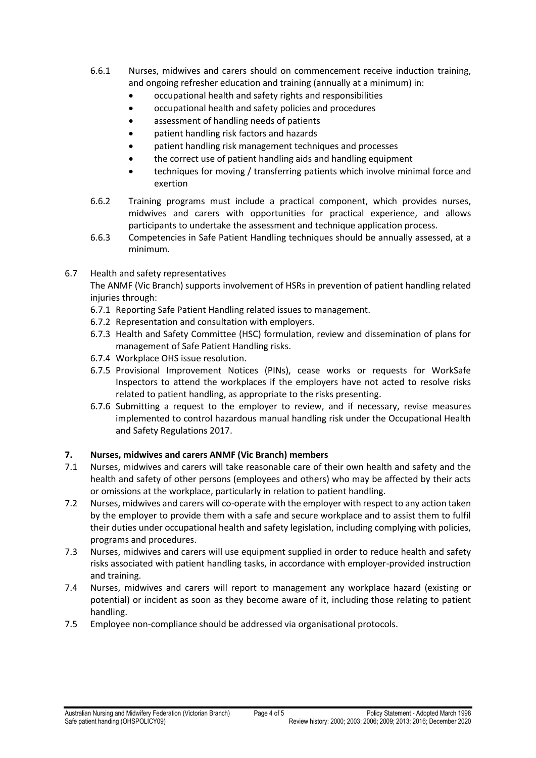6.6.1 Nurses, midwives and carers should on commencement receive induction training, and ongoing refresher education and training (annually at a minimum) in:

- occupational health and safety rights and responsibilities
- occupational health and safety policies and procedures
- assessment of handling needs of patients
- patient handling risk factors and hazards
- patient handling risk management techniques and processes
- the correct use of patient handling aids and handling equipment
- techniques for moving / transferring patients which involve minimal force and exertion

6.6.2 Training programs must include a practical component, which provides nurses, midwives and carers with opportunities for practical experience, and allows participants to undertake the assessment and technique application process.

6.6.3 Competencies in Safe Patient Handling techniques should be annually assessed, at a minimum.

6.7 Health and safety representatives

The ANMF (Vic Branch) supports involvement of HSRs in prevention of patient handling related injuries through:

6.7.1 Reporting Safe Patient Handling related issues to management.

6.7.2 Representation and consultation with employers.

6.7.3 Health and Safety Committee (HSC) formulation, review and dissemination of plans for management of Safe Patient Handling risks.

6.7.4 Workplace OHS issue resolution.

6.7.5 Provisional Improvement Notices (PINs), cease works or requests for WorkSafe Inspectors to attend the workplaces if the employers have not acted to resolve risks related to patient handling, as appropriate to the risks presenting.

6.7.6 Submitting a request to the employer to review, and if necessary, revise measures implemented to control hazardous manual handling risk under the Occupational Health and Safety Regulations 2017.

## 7. Nurses, midwives and carers ANMF (Vic Branch) members

7.1 Nurses, midwives and carers will take reasonable care of their own health and safety and the health and safety of other persons (employees and others) who may be affected by their acts or omissions at the workplace, particularly in relation to patient handling.

7.2 Nurses, midwives and carers will co-operate with the employer with respect to any action taken by the employer to provide them with a safe and secure workplace and to assist them to fulfil their duties under occupational health and safety legislation, including complying with policies, programs and procedures.

7.3 Nurses, midwives and carers will use equipment supplied in order to reduce health and safety risks associated with patient handling tasks, in accordance with employer-provided instruction and training.

7.4 Nurses, midwives and carers will report to management any workplace hazard (existing or potential) or incident as soon as they become aware of it, including those relating to patient handling.

7.5 Employee non-compliance should be addressed via organisational protocols.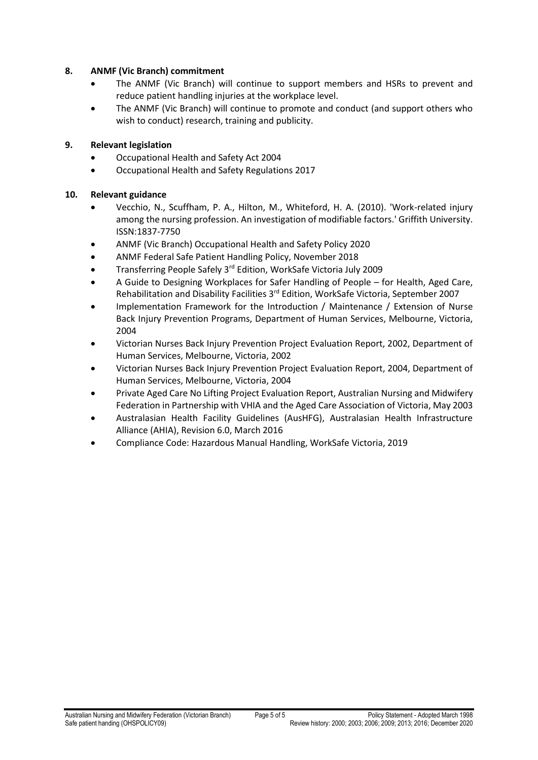## 8. ANMF (Vic Branch) commitment

- The ANMF (Vic Branch) will continue to support members and HSRs to prevent and reduce patient handling injuries at the workplace level.
- The ANMF (Vic Branch) will continue to promote and conduct (and support others who wish to conduct) research, training and publicity.

## 9. Relevant legislation

- Occupational Health and Safety Act 2004
- Occupational Health and Safety Regulations 2017

## 10. Relevant guidance

- Vecchio, N., Scuffham, P. A., Hilton, M., Whiteford, H. A. (2010). 'Work-related injury among the nursing profession. An investigation of modifiable factors.' Griffith University. ISSN:1837-7750
- ANMF (Vic Branch) Occupational Health and Safety Policy 2020
- ANMF Federal Safe Patient Handling Policy, November 2018
- Transferring People Safely 3rd Edition, WorkSafe Victoria July 2009
- A Guide to Designing Workplaces for Safer Handling of People – for Health, Aged Care, Rehabilitation and Disability Facilities 3rd Edition, WorkSafe Victoria, September 2007
- Implementation Framework for the Introduction / Maintenance / Extension of Nurse Back Injury Prevention Programs, Department of Human Services, Melbourne, Victoria, 2004
- Victorian Nurses Back Injury Prevention Project Evaluation Report, 2002, Department of Human Services, Melbourne, Victoria, 2002
- Victorian Nurses Back Injury Prevention Project Evaluation Report, 2004, Department of Human Services, Melbourne, Victoria, 2004
- Private Aged Care No Lifting Project Evaluation Report, Australian Nursing and Midwifery Federation in Partnership with VHIA and the Aged Care Association of Victoria, May 2003
- Australasian Health Facility Guidelines (AusHFG), Australasian Health Infrastructure Alliance (AHIA), Revision 6.0, March 2016
- Compliance Code: Hazardous Manual Handling, WorkSafe Victoria, 2019